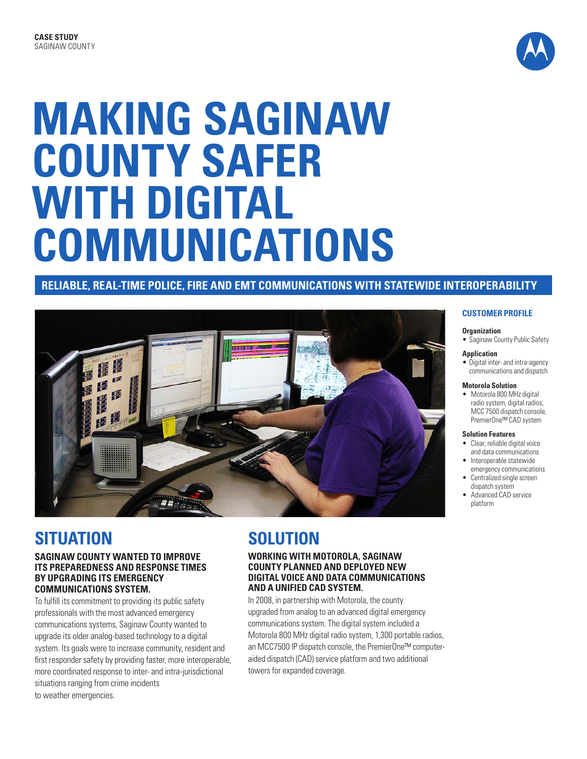**CASE STUDY**
SAGINAW COUNTY

# MAKING SAGINAW COUNTY SAFER WITH DIGITAL COMMUNICATIONS

**RELIABLE, REAL-TIME POLICE, FIRE AND EMT COMMUNICATIONS WITH STATEWIDE INTEROPERABILITY**

### CUSTOMER PROFILE

**Organization**
- Saginaw County Public Safety

**Application**
- Digital inter- and intra-agency communications and dispatch

**Motorola Solution**
- Motorola 800 MHz digital radio system, digital radios, MCC 7500 dispatch console, PremierOne™ CAD system

**Solution Features**
- Clear, reliable digital voice and data communications
- Interoperable statewide emergency communications
- Centralized single screen dispatch system
- Advanced CAD service platform

## SITUATION

**SAGINAW COUNTY WANTED TO IMPROVE ITS PREPAREDNESS AND RESPONSE TIMES BY UPGRADING ITS EMERGENCY COMMUNICATIONS SYSTEM.**

To fulfill its commitment to providing its public safety professionals with the most advanced emergency communications systems, Saginaw County wanted to upgrade its older analog-based technology to a digital system. Its goals were to increase community, resident and first responder safety by providing faster, more interoperable, more coordinated response to inter- and intra-jurisdictional situations ranging from crime incidents to weather emergencies.

## SOLUTION

**WORKING WITH MOTOROLA, SAGINAW COUNTY PLANNED AND DEPLOYED NEW DIGITAL VOICE AND DATA COMMUNICATIONS AND A UNIFIED CAD SYSTEM.**

In 2008, in partnership with Motorola, the county upgraded from analog to an advanced digital emergency communications system. The digital system included a Motorola 800 MHz digital radio system, 1,300 portable radios, an MCC7500 IP dispatch console, the PremierOne™ computer-aided dispatch (CAD) service platform and two additional towers for expanded coverage.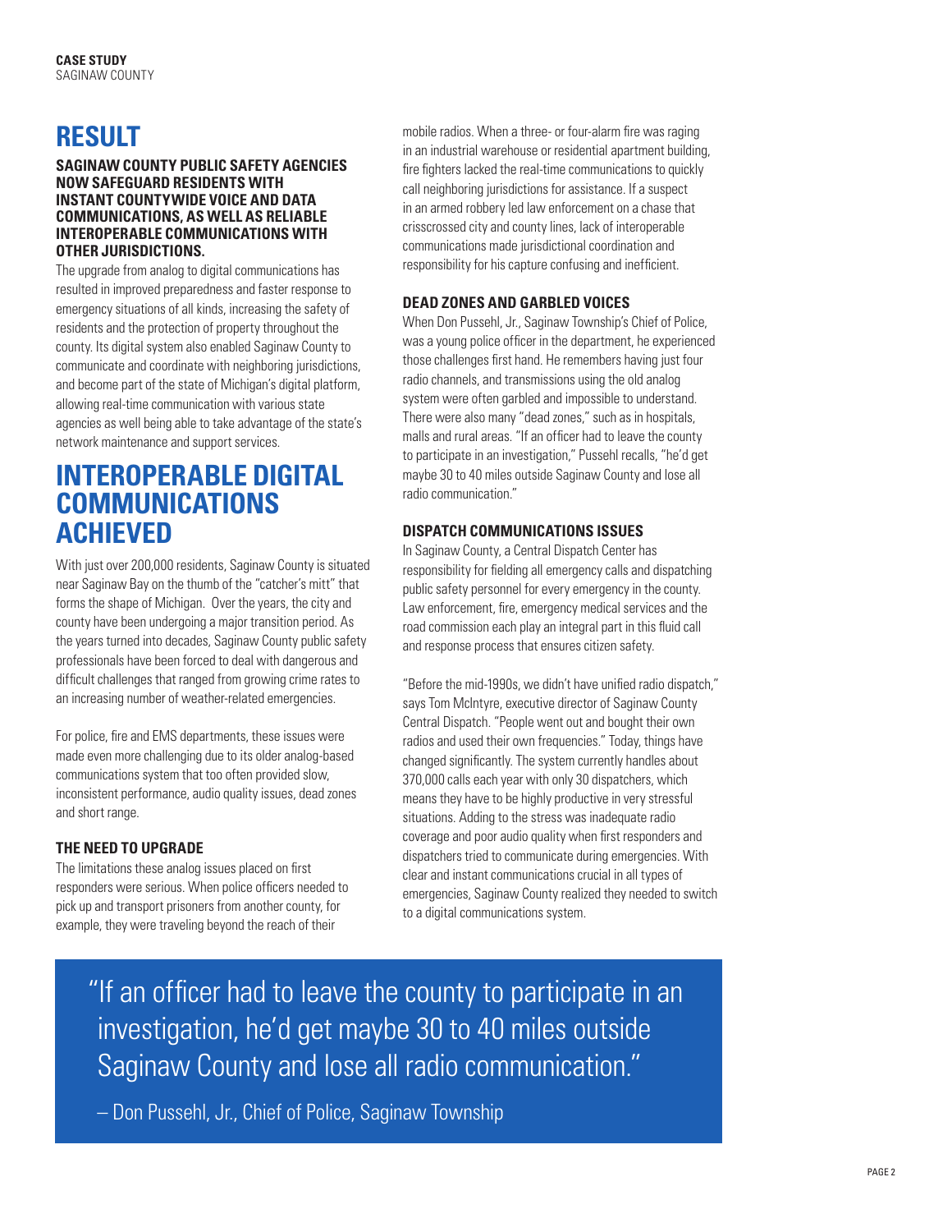## RESULT

**SAGINAW COUNTY PUBLIC SAFETY AGENCIES NOW SAFEGUARD RESIDENTS WITH INSTANT COUNTYWIDE VOICE AND DATA COMMUNICATIONS, AS WELL AS RELIABLE INTEROPERABLE COMMUNICATIONS WITH OTHER JURISDICTIONS.**

The upgrade from analog to digital communications has resulted in improved preparedness and faster response to emergency situations of all kinds, increasing the safety of residents and the protection of property throughout the county. Its digital system also enabled Saginaw County to communicate and coordinate with neighboring jurisdictions, and become part of the state of Michigan's digital platform, allowing real-time communication with various state agencies as well being able to take advantage of the state's network maintenance and support services.

## INTEROPERABLE DIGITAL COMMUNICATIONS ACHIEVED

With just over 200,000 residents, Saginaw County is situated near Saginaw Bay on the thumb of the "catcher's mitt" that forms the shape of Michigan. Over the years, the city and county have been undergoing a major transition period. As the years turned into decades, Saginaw County public safety professionals have been forced to deal with dangerous and difficult challenges that ranged from growing crime rates to an increasing number of weather-related emergencies.

For police, fire and EMS departments, these issues were made even more challenging due to its older analog-based communications system that too often provided slow, inconsistent performance, audio quality issues, dead zones and short range.

### THE NEED TO UPGRADE

The limitations these analog issues placed on first responders were serious. When police officers needed to pick up and transport prisoners from another county, for example, they were traveling beyond the reach of their mobile radios. When a three- or four-alarm fire was raging in an industrial warehouse or residential apartment building, fire fighters lacked the real-time communications to quickly call neighboring jurisdictions for assistance. If a suspect in an armed robbery led law enforcement on a chase that crisscrossed city and county lines, lack of interoperable communications made jurisdictional coordination and responsibility for his capture confusing and inefficient.

### DEAD ZONES AND GARBLED VOICES

When Don Pussehl, Jr., Saginaw Township's Chief of Police, was a young police officer in the department, he experienced those challenges first hand. He remembers having just four radio channels, and transmissions using the old analog system were often garbled and impossible to understand. There were also many "dead zones," such as in hospitals, malls and rural areas. "If an officer had to leave the county to participate in an investigation," Pussehl recalls, "he'd get maybe 30 to 40 miles outside Saginaw County and lose all radio communication."

### DISPATCH COMMUNICATIONS ISSUES

In Saginaw County, a Central Dispatch Center has responsibility for fielding all emergency calls and dispatching public safety personnel for every emergency in the county. Law enforcement, fire, emergency medical services and the road commission each play an integral part in this fluid call and response process that ensures citizen safety.

"Before the mid-1990s, we didn't have unified radio dispatch," says Tom McIntyre, executive director of Saginaw County Central Dispatch. "People went out and bought their own radios and used their own frequencies." Today, things have changed significantly. The system currently handles about 370,000 calls each year with only 30 dispatchers, which means they have to be highly productive in very stressful situations. Adding to the stress was inadequate radio coverage and poor audio quality when first responders and dispatchers tried to communicate during emergencies. With clear and instant communications crucial in all types of emergencies, Saginaw County realized they needed to switch to a digital communications system.

> "If an officer had to leave the county to participate in an investigation, he'd get maybe 30 to 40 miles outside Saginaw County and lose all radio communication."
>
> – Don Pussehl, Jr., Chief of Police, Saginaw Township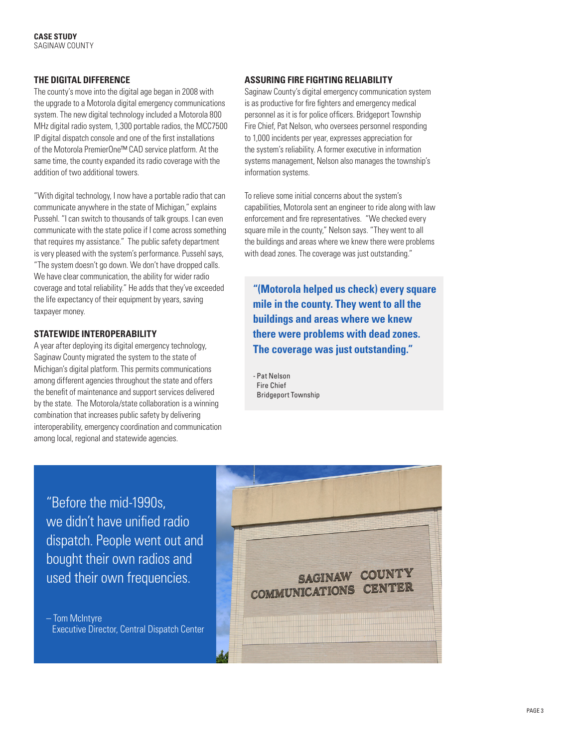## THE DIGITAL DIFFERENCE

The county's move into the digital age began in 2008 with the upgrade to a Motorola digital emergency communications system. The new digital technology included a Motorola 800 MHz digital radio system, 1,300 portable radios, the MCC7500 IP digital dispatch console and one of the first installations of the Motorola PremierOne™ CAD service platform. At the same time, the county expanded its radio coverage with the addition of two additional towers.

"With digital technology, I now have a portable radio that can communicate anywhere in the state of Michigan," explains Pussehl. "I can switch to thousands of talk groups. I can even communicate with the state police if I come across something that requires my assistance." The public safety department is very pleased with the system's performance. Pussehl says, "The system doesn't go down. We don't have dropped calls. We have clear communication, the ability for wider radio coverage and total reliability." He adds that they've exceeded the life expectancy of their equipment by years, saving taxpayer money.

## STATEWIDE INTEROPERABILITY

A year after deploying its digital emergency technology, Saginaw County migrated the system to the state of Michigan's digital platform. This permits communications among different agencies throughout the state and offers the benefit of maintenance and support services delivered by the state. The Motorola/state collaboration is a winning combination that increases public safety by delivering interoperability, emergency coordination and communication among local, regional and statewide agencies.

## ASSURING FIRE FIGHTING RELIABILITY

Saginaw County's digital emergency communication system is as productive for fire fighters and emergency medical personnel as it is for police officers. Bridgeport Township Fire Chief, Pat Nelson, who oversees personnel responding to 1,000 incidents per year, expresses appreciation for the system's reliability. A former executive in information systems management, Nelson also manages the township's information systems.

To relieve some initial concerns about the system's capabilities, Motorola sent an engineer to ride along with law enforcement and fire representatives. "We checked every square mile in the county," Nelson says. "They went to all the buildings and areas where we knew there were problems with dead zones. The coverage was just outstanding."

> **"(Motorola helped us check) every square mile in the county. They went to all the buildings and areas where we knew there were problems with dead zones. The coverage was just outstanding."**
>
> \- Pat Nelson
> Fire Chief
> Bridgeport Township

> "Before the mid-1990s, we didn't have unified radio dispatch. People went out and bought their own radios and used their own frequencies."
>
> – Tom McIntyre
> Executive Director, Central Dispatch Center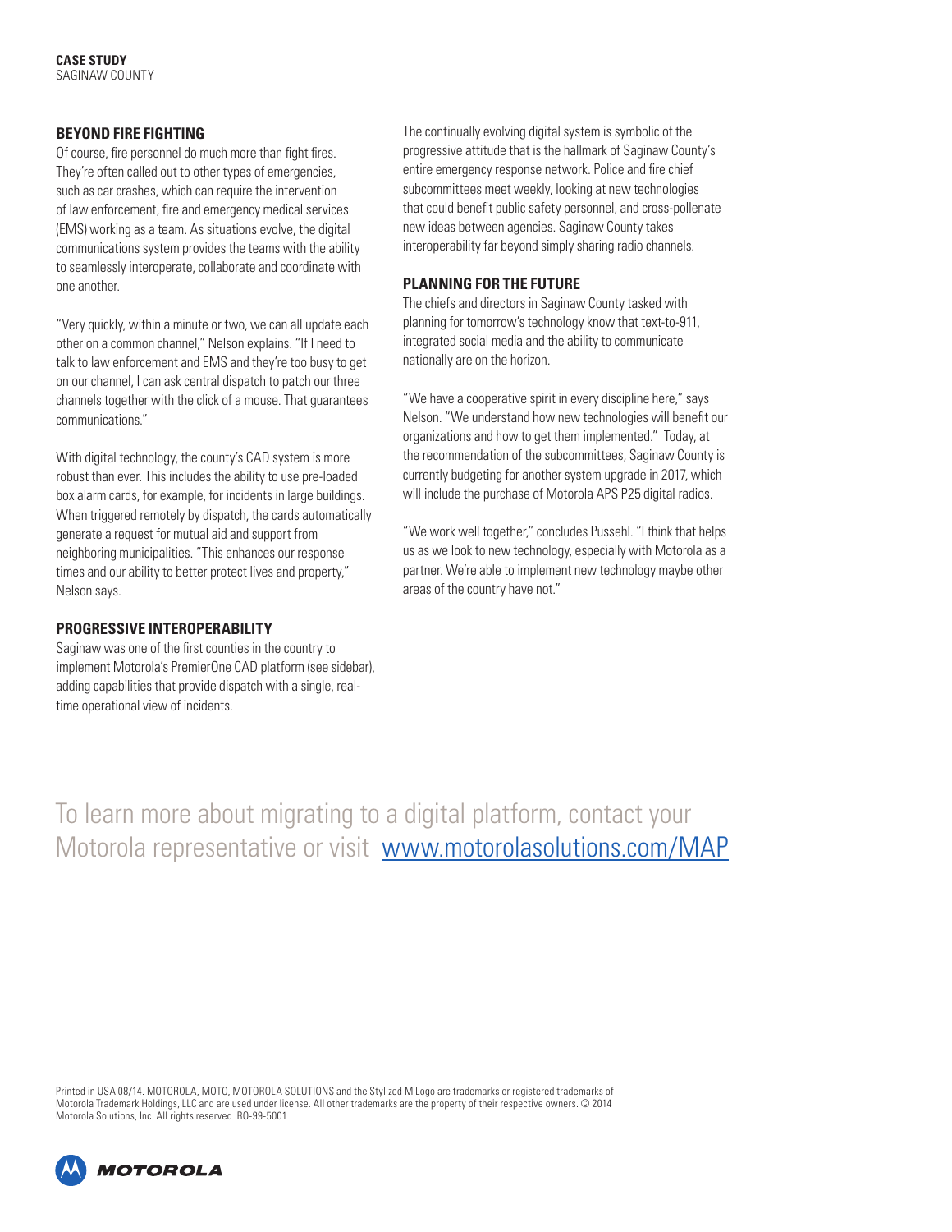## BEYOND FIRE FIGHTING

Of course, fire personnel do much more than fight fires. They're often called out to other types of emergencies, such as car crashes, which can require the intervention of law enforcement, fire and emergency medical services (EMS) working as a team. As situations evolve, the digital communications system provides the teams with the ability to seamlessly interoperate, collaborate and coordinate with one another.

"Very quickly, within a minute or two, we can all update each other on a common channel," Nelson explains. "If I need to talk to law enforcement and EMS and they're too busy to get on our channel, I can ask central dispatch to patch our three channels together with the click of a mouse. That guarantees communications."

With digital technology, the county's CAD system is more robust than ever. This includes the ability to use pre-loaded box alarm cards, for example, for incidents in large buildings. When triggered remotely by dispatch, the cards automatically generate a request for mutual aid and support from neighboring municipalities. "This enhances our response times and our ability to better protect lives and property," Nelson says.

## PROGRESSIVE INTEROPERABILITY

Saginaw was one of the first counties in the country to implement Motorola's PremierOne CAD platform (see sidebar), adding capabilities that provide dispatch with a single, real-time operational view of incidents.

The continually evolving digital system is symbolic of the progressive attitude that is the hallmark of Saginaw County's entire emergency response network. Police and fire chief subcommittees meet weekly, looking at new technologies that could benefit public safety personnel, and cross-pollenate new ideas between agencies. Saginaw County takes interoperability far beyond simply sharing radio channels.

## PLANNING FOR THE FUTURE

The chiefs and directors in Saginaw County tasked with planning for tomorrow's technology know that text-to-911, integrated social media and the ability to communicate nationally are on the horizon.

"We have a cooperative spirit in every discipline here," says Nelson. "We understand how new technologies will benefit our organizations and how to get them implemented." Today, at the recommendation of the subcommittees, Saginaw County is currently budgeting for another system upgrade in 2017, which will include the purchase of Motorola APS P25 digital radios.

"We work well together," concludes Pussehl. "I think that helps us as we look to new technology, especially with Motorola as a partner. We're able to implement new technology maybe other areas of the country have not."

To learn more about migrating to a digital platform, contact your Motorola representative or visit www.motorolasolutions.com/MAP

Printed in USA 08/14. MOTOROLA, MOTO, MOTOROLA SOLUTIONS and the Stylized M Logo are trademarks or registered trademarks of Motorola Trademark Holdings, LLC and are used under license. All other trademarks are the property of their respective owners. © 2014 Motorola Solutions, Inc. All rights reserved. RO-99-5001